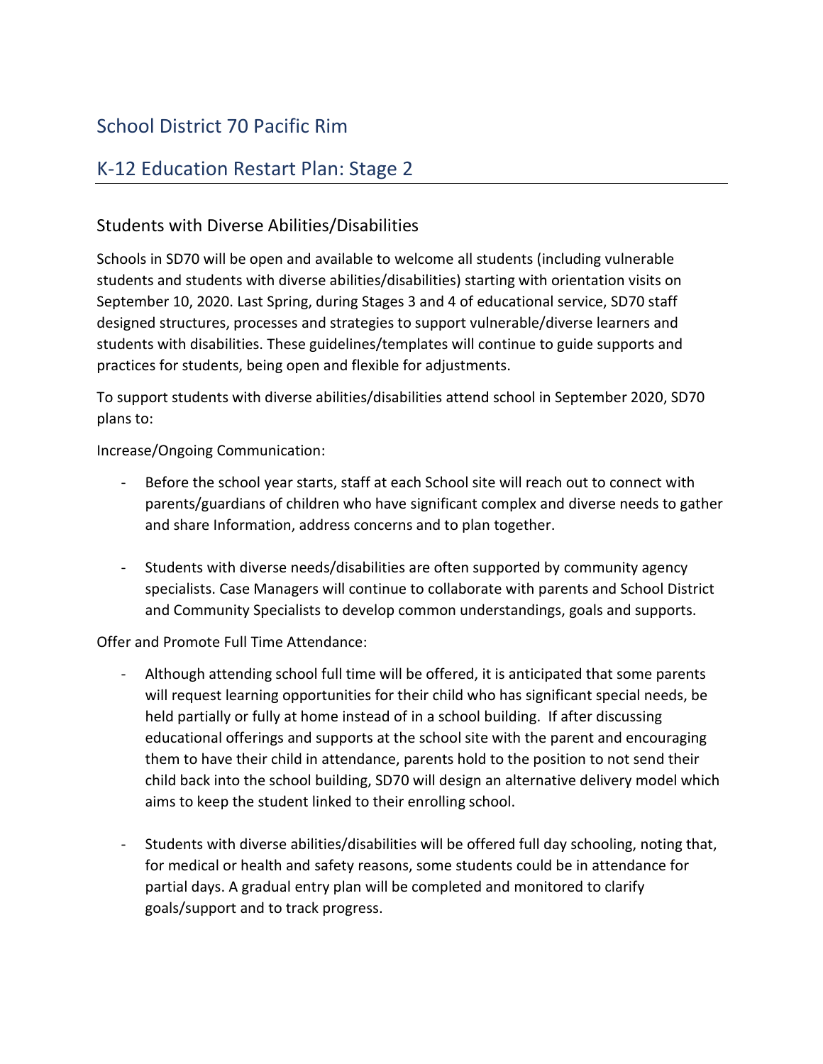# School District 70 Pacific Rim

## K-12 Education Restart Plan: Stage 2

### Students with Diverse Abilities/Disabilities

Schools in SD70 will be open and available to welcome all students (including vulnerable students and students with diverse abilities/disabilities) starting with orientation visits on September 10, 2020. Last Spring, during Stages 3 and 4 of educational service, SD70 staff designed structures, processes and strategies to support vulnerable/diverse learners and students with disabilities. These guidelines/templates will continue to guide supports and practices for students, being open and flexible for adjustments.

To support students with diverse abilities/disabilities attend school in September 2020, SD70 plans to:

Increase/Ongoing Communication:

- Before the school year starts, staff at each School site will reach out to connect with parents/guardians of children who have significant complex and diverse needs to gather and share Information, address concerns and to plan together.

- Students with diverse needs/disabilities are often supported by community agency specialists. Case Managers will continue to collaborate with parents and School District and Community Specialists to develop common understandings, goals and supports.

Offer and Promote Full Time Attendance:

- Although attending school full time will be offered, it is anticipated that some parents will request learning opportunities for their child who has significant special needs, be held partially or fully at home instead of in a school building. If after discussing educational offerings and supports at the school site with the parent and encouraging them to have their child in attendance, parents hold to the position to not send their child back into the school building, SD70 will design an alternative delivery model which aims to keep the student linked to their enrolling school.

- Students with diverse abilities/disabilities will be offered full day schooling, noting that, for medical or health and safety reasons, some students could be in attendance for partial days. A gradual entry plan will be completed and monitored to clarify goals/support and to track progress.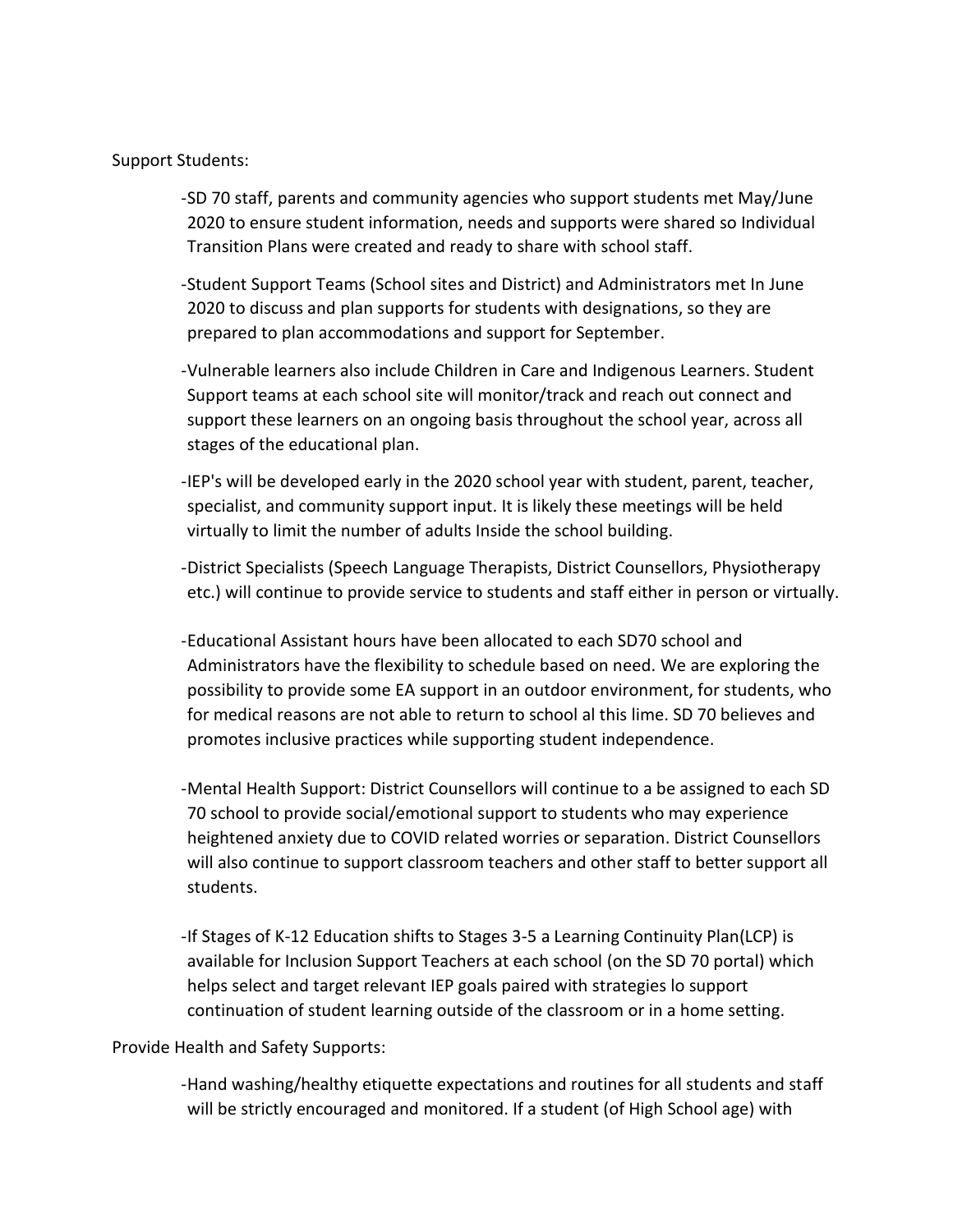Support Students:

- SD 70 staff, parents and community agencies who support students met May/June 2020 to ensure student information, needs and supports were shared so Individual Transition Plans were created and ready to share with school staff.
- Student Support Teams (School sites and District) and Administrators met In June 2020 to discuss and plan supports for students with designations, so they are prepared to plan accommodations and support for September.
- Vulnerable learners also include Children in Care and Indigenous Learners. Student Support teams at each school site will monitor/track and reach out connect and support these learners on an ongoing basis throughout the school year, across all stages of the educational plan.
- IEP's will be developed early in the 2020 school year with student, parent, teacher, specialist, and community support input. It is likely these meetings will be held virtually to limit the number of adults Inside the school building.
- District Specialists (Speech Language Therapists, District Counsellors, Physiotherapy etc.) will continue to provide service to students and staff either in person or virtually.
- Educational Assistant hours have been allocated to each SD70 school and Administrators have the flexibility to schedule based on need. We are exploring the possibility to provide some EA support in an outdoor environment, for students, who for medical reasons are not able to return to school al this lime. SD 70 believes and promotes inclusive practices while supporting student independence.
- Mental Health Support: District Counsellors will continue to a be assigned to each SD 70 school to provide social/emotional support to students who may experience heightened anxiety due to COVID related worries or separation. District Counsellors will also continue to support classroom teachers and other staff to better support all students.
- If Stages of K-12 Education shifts to Stages 3-5 a Learning Continuity Plan(LCP) is available for Inclusion Support Teachers at each school (on the SD 70 portal) which helps select and target relevant IEP goals paired with strategies lo support continuation of student learning outside of the classroom or in a home setting.

Provide Health and Safety Supports:

- Hand washing/healthy etiquette expectations and routines for all students and staff will be strictly encouraged and monitored. If a student (of High School age) with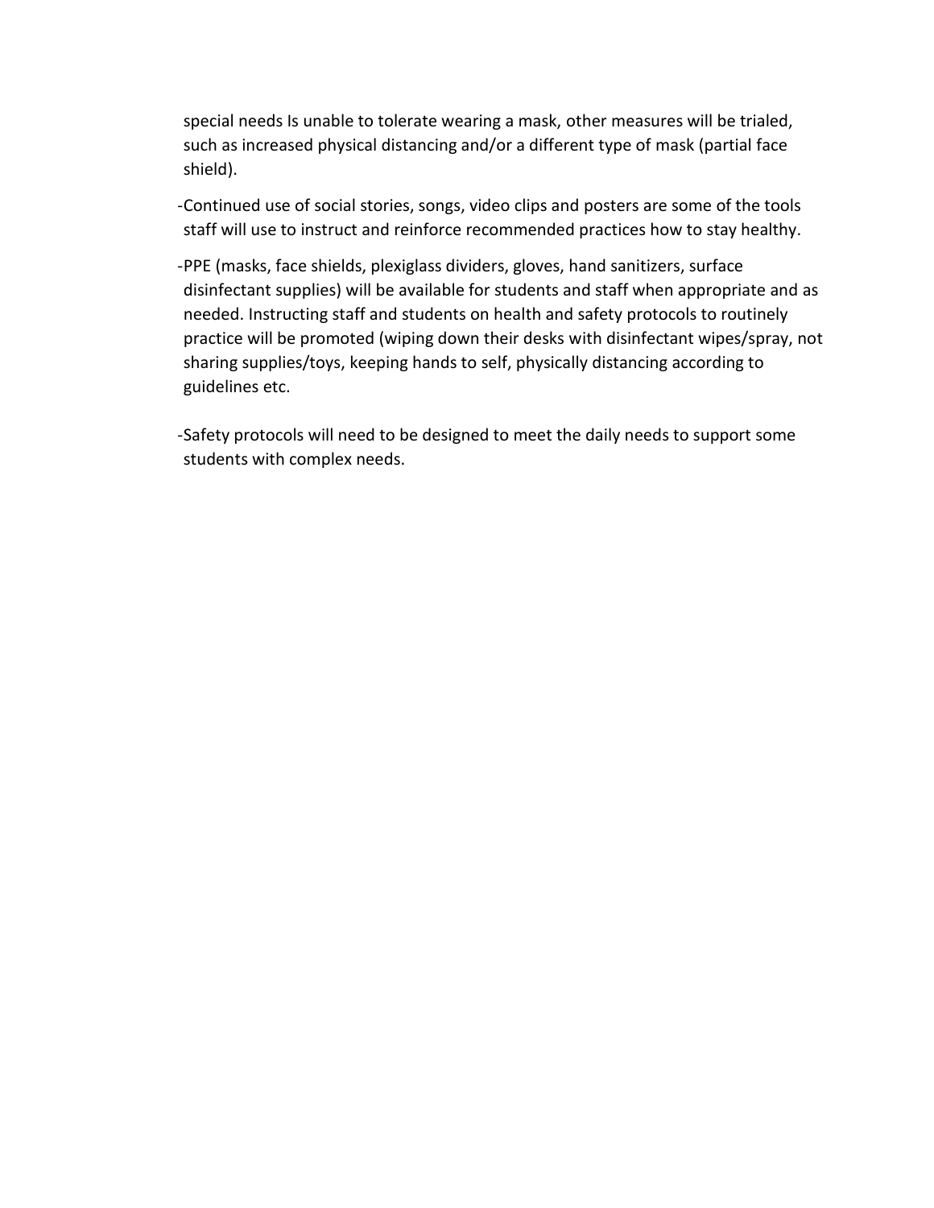special needs Is unable to tolerate wearing a mask, other measures will be trialed, such as increased physical distancing and/or a different type of mask (partial face shield).

-Continued use of social stories, songs, video clips and posters are some of the tools staff will use to instruct and reinforce recommended practices how to stay healthy.

-PPE (masks, face shields, plexiglass dividers, gloves, hand sanitizers, surface disinfectant supplies) will be available for students and staff when appropriate and as needed. Instructing staff and students on health and safety protocols to routinely practice will be promoted (wiping down their desks with disinfectant wipes/spray, not sharing supplies/toys, keeping hands to self, physically distancing according to guidelines etc.

-Safety protocols will need to be designed to meet the daily needs to support some students with complex needs.